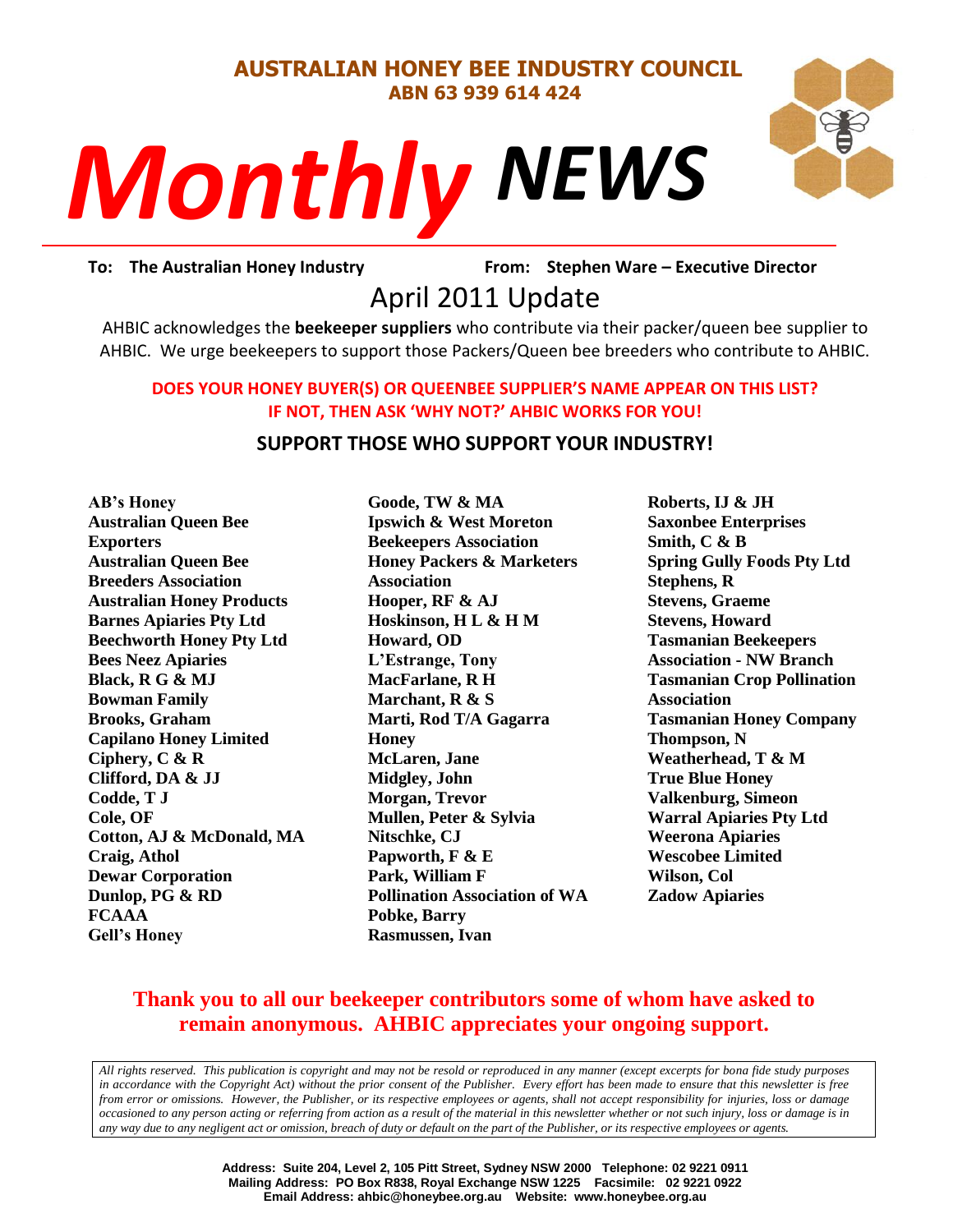**AUSTRALIAN HONEY BEE INDUSTRY COUNCIL**
**ABN 63 939 614 424**

# *Monthly* NEWS

**To: The Australian Honey Industry** **From: Stephen Ware – Executive Director**

## April 2011 Update

AHBIC acknowledges the **beekeeper suppliers** who contribute via their packer/queen bee supplier to AHBIC. We urge beekeepers to support those Packers/Queen bee breeders who contribute to AHBIC.

**DOES YOUR HONEY BUYER(S) OR QUEENBEE SUPPLIER'S NAME APPEAR ON THIS LIST? IF NOT, THEN ASK 'WHY NOT?' AHBIC WORKS FOR YOU!**

**SUPPORT THOSE WHO SUPPORT YOUR INDUSTRY!**

**AB's Honey**
**Australian Queen Bee Exporters**
**Australian Queen Bee Breeders Association**
**Australian Honey Products**
**Barnes Apiaries Pty Ltd**
**Beechworth Honey Pty Ltd**
**Bees Neez Apiaries**
**Black, R G & MJ**
**Bowman Family**
**Brooks, Graham**
**Capilano Honey Limited**
**Ciphery, C & R**
**Clifford, DA & JJ**
**Codde, T J**
**Cole, OF**
**Cotton, AJ & McDonald, MA**
**Craig, Athol**
**Dewar Corporation**
**Dunlop, PG & RD**
**FCAAA**
**Gell's Honey**
**Goode, TW & MA**
**Ipswich & West Moreton Beekeepers Association**
**Honey Packers & Marketers Association**
**Hooper, RF & AJ**
**Hoskinson, H L & H M**
**Howard, OD**
**L'Estrange, Tony**
**MacFarlane, R H**
**Marchant, R & S**
**Marti, Rod T/A Gagarra Honey**
**McLaren, Jane**
**Midgley, John**
**Morgan, Trevor**
**Mullen, Peter & Sylvia**
**Nitschke, CJ**
**Papworth, F & E**
**Park, William F**
**Pollination Association of WA**
**Pobke, Barry**
**Rasmussen, Ivan**
**Roberts, IJ & JH**
**Saxonbee Enterprises**
**Smith, C & B**
**Spring Gully Foods Pty Ltd**
**Stephens, R**
**Stevens, Graeme**
**Stevens, Howard**
**Tasmanian Beekeepers Association - NW Branch**
**Tasmanian Crop Pollination Association**
**Tasmanian Honey Company**
**Thompson, N**
**Weatherhead, T & M**
**True Blue Honey**
**Valkenburg, Simeon**
**Warral Apiaries Pty Ltd**
**Weerona Apiaries**
**Wescobee Limited**
**Wilson, Col**
**Zadow Apiaries**

**Thank you to all our beekeeper contributors some of whom have asked to remain anonymous. AHBIC appreciates your ongoing support.**

*All rights reserved. This publication is copyright and may not be resold or reproduced in any manner (except excerpts for bona fide study purposes in accordance with the Copyright Act) without the prior consent of the Publisher. Every effort has been made to ensure that this newsletter is free from error or omissions. However, the Publisher, or its respective employees or agents, shall not accept responsibility for injuries, loss or damage occasioned to any person acting or referring from action as a result of the material in this newsletter whether or not such injury, loss or damage is in any way due to any negligent act or omission, breach of duty or default on the part of the Publisher, or its respective employees or agents.*

**Address: Suite 204, Level 2, 105 Pitt Street, Sydney NSW 2000 Telephone: 02 9221 0911**
**Mailing Address: PO Box R838, Royal Exchange NSW 1225 Facsimile: 02 9221 0922**
**Email Address: ahbic@honeybee.org.au Website: www.honeybee.org.au**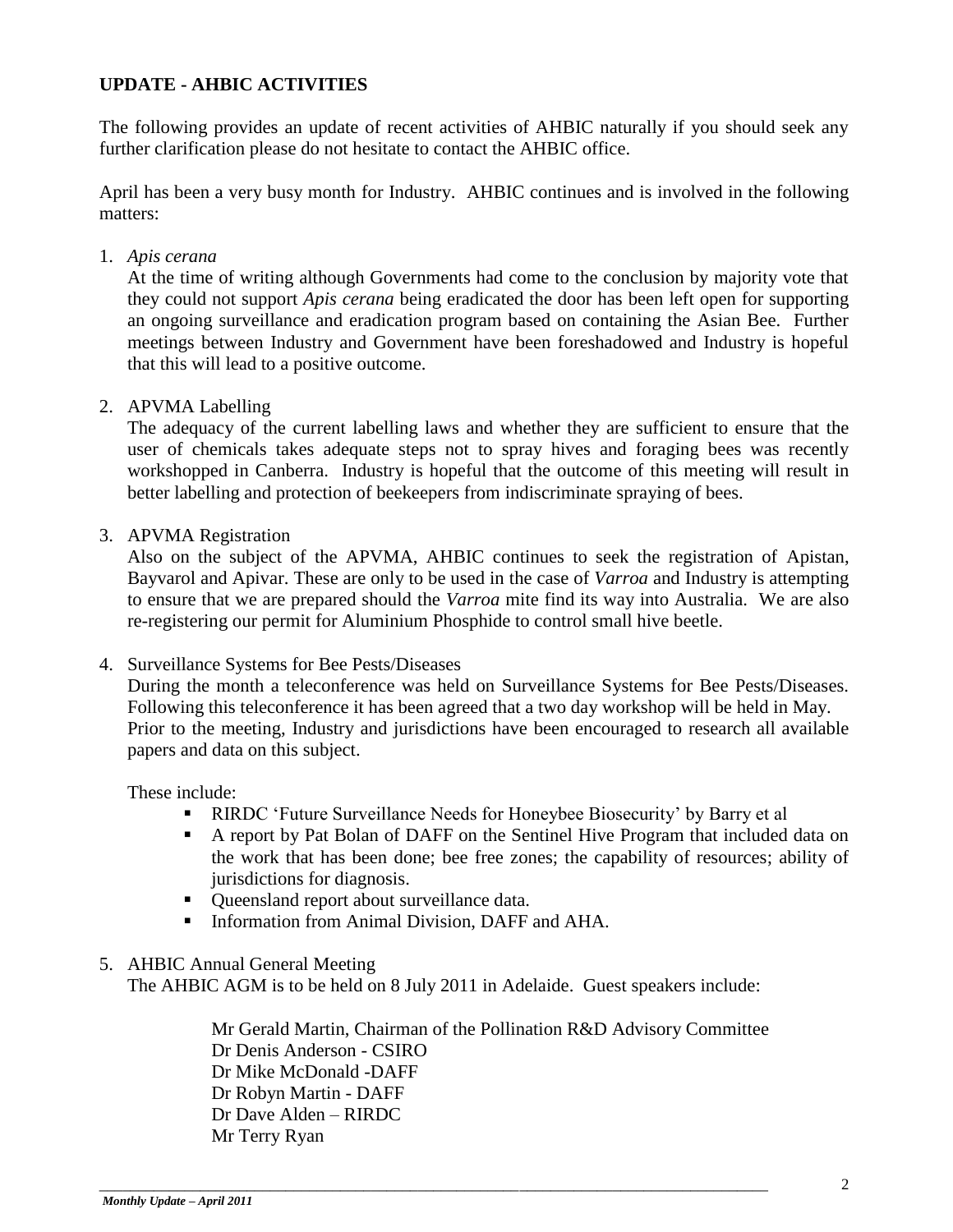## UPDATE - AHBIC ACTIVITIES

The following provides an update of recent activities of AHBIC naturally if you should seek any further clarification please do not hesitate to contact the AHBIC office.

April has been a very busy month for Industry. AHBIC continues and is involved in the following matters:

1. *Apis cerana*
   At the time of writing although Governments had come to the conclusion by majority vote that they could not support *Apis cerana* being eradicated the door has been left open for supporting an ongoing surveillance and eradication program based on containing the Asian Bee. Further meetings between Industry and Government have been foreshadowed and Industry is hopeful that this will lead to a positive outcome.

2. APVMA Labelling
   The adequacy of the current labelling laws and whether they are sufficient to ensure that the user of chemicals takes adequate steps not to spray hives and foraging bees was recently workshopped in Canberra. Industry is hopeful that the outcome of this meeting will result in better labelling and protection of beekeepers from indiscriminate spraying of bees.

3. APVMA Registration
   Also on the subject of the APVMA, AHBIC continues to seek the registration of Apistan, Bayvarol and Apivar. These are only to be used in the case of *Varroa* and Industry is attempting to ensure that we are prepared should the *Varroa* mite find its way into Australia. We are also re-registering our permit for Aluminium Phosphide to control small hive beetle.

4. Surveillance Systems for Bee Pests/Diseases
   During the month a teleconference was held on Surveillance Systems for Bee Pests/Diseases. Following this teleconference it has been agreed that a two day workshop will be held in May. Prior to the meeting, Industry and jurisdictions have been encouraged to research all available papers and data on this subject.

   These include:

   - RIRDC 'Future Surveillance Needs for Honeybee Biosecurity' by Barry et al
   - A report by Pat Bolan of DAFF on the Sentinel Hive Program that included data on the work that has been done; bee free zones; the capability of resources; ability of jurisdictions for diagnosis.
   - Queensland report about surveillance data.
   - Information from Animal Division, DAFF and AHA.

5. AHBIC Annual General Meeting
   The AHBIC AGM is to be held on 8 July 2011 in Adelaide. Guest speakers include:

   Mr Gerald Martin, Chairman of the Pollination R&D Advisory Committee
   Dr Denis Anderson - CSIRO
   Dr Mike McDonald -DAFF
   Dr Robyn Martin - DAFF
   Dr Dave Alden – RIRDC
   Mr Terry Ryan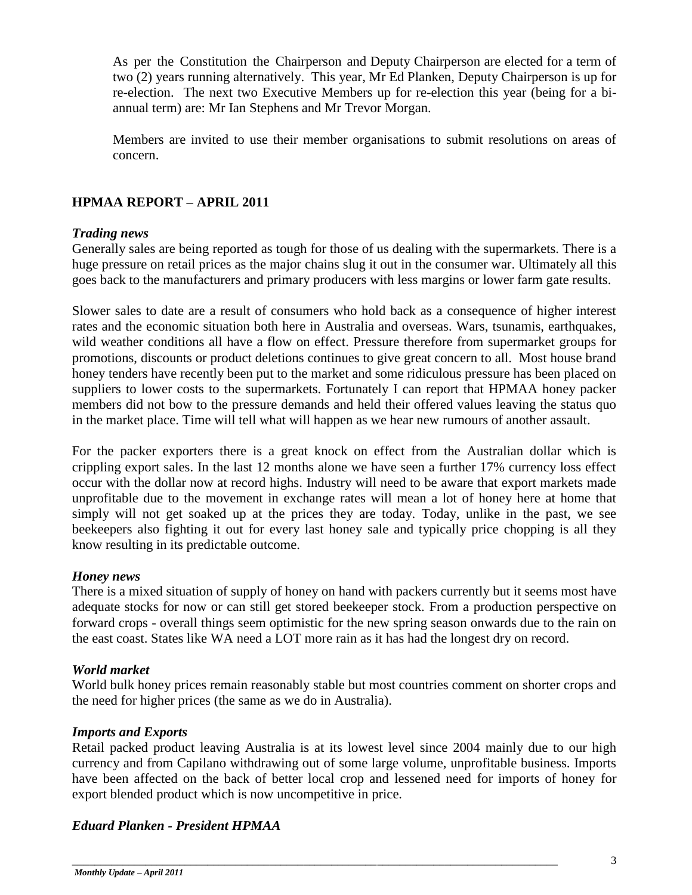As per the Constitution the Chairperson and Deputy Chairperson are elected for a term of two (2) years running alternatively. This year, Mr Ed Planken, Deputy Chairperson is up for re-election. The next two Executive Members up for re-election this year (being for a bi-annual term) are: Mr Ian Stephens and Mr Trevor Morgan.

Members are invited to use their member organisations to submit resolutions on areas of concern.

## HPMAA REPORT – APRIL 2011

### *Trading news*

Generally sales are being reported as tough for those of us dealing with the supermarkets. There is a huge pressure on retail prices as the major chains slug it out in the consumer war. Ultimately all this goes back to the manufacturers and primary producers with less margins or lower farm gate results.

Slower sales to date are a result of consumers who hold back as a consequence of higher interest rates and the economic situation both here in Australia and overseas. Wars, tsunamis, earthquakes, wild weather conditions all have a flow on effect. Pressure therefore from supermarket groups for promotions, discounts or product deletions continues to give great concern to all. Most house brand honey tenders have recently been put to the market and some ridiculous pressure has been placed on suppliers to lower costs to the supermarkets. Fortunately I can report that HPMAA honey packer members did not bow to the pressure demands and held their offered values leaving the status quo in the market place. Time will tell what will happen as we hear new rumours of another assault.

For the packer exporters there is a great knock on effect from the Australian dollar which is crippling export sales. In the last 12 months alone we have seen a further 17% currency loss effect occur with the dollar now at record highs. Industry will need to be aware that export markets made unprofitable due to the movement in exchange rates will mean a lot of honey here at home that simply will not get soaked up at the prices they are today. Today, unlike in the past, we see beekeepers also fighting it out for every last honey sale and typically price chopping is all they know resulting in its predictable outcome.

### *Honey news*

There is a mixed situation of supply of honey on hand with packers currently but it seems most have adequate stocks for now or can still get stored beekeeper stock. From a production perspective on forward crops - overall things seem optimistic for the new spring season onwards due to the rain on the east coast. States like WA need a LOT more rain as it has had the longest dry on record.

### *World market*

World bulk honey prices remain reasonably stable but most countries comment on shorter crops and the need for higher prices (the same as we do in Australia).

### *Imports and Exports*

Retail packed product leaving Australia is at its lowest level since 2004 mainly due to our high currency and from Capilano withdrawing out of some large volume, unprofitable business. Imports have been affected on the back of better local crop and lessened need for imports of honey for export blended product which is now uncompetitive in price.

***Eduard Planken - President HPMAA***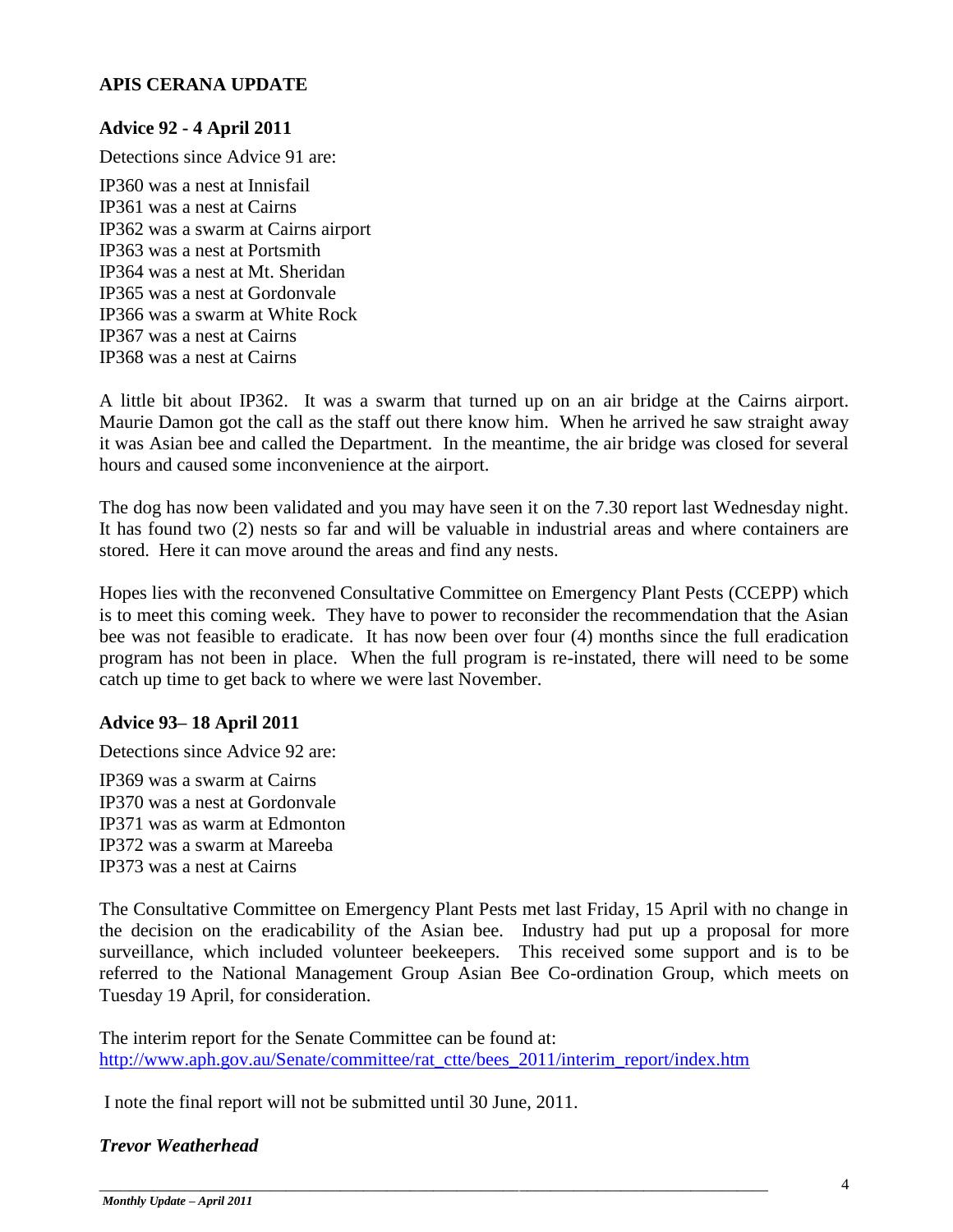## APIS CERANA UPDATE

### Advice 92 - 4 April 2011

Detections since Advice 91 are:

IP360 was a nest at Innisfail
IP361 was a nest at Cairns
IP362 was a swarm at Cairns airport
IP363 was a nest at Portsmith
IP364 was a nest at Mt. Sheridan
IP365 was a nest at Gordonvale
IP366 was a swarm at White Rock
IP367 was a nest at Cairns
IP368 was a nest at Cairns

A little bit about IP362. It was a swarm that turned up on an air bridge at the Cairns airport. Maurie Damon got the call as the staff out there know him. When he arrived he saw straight away it was Asian bee and called the Department. In the meantime, the air bridge was closed for several hours and caused some inconvenience at the airport.

The dog has now been validated and you may have seen it on the 7.30 report last Wednesday night. It has found two (2) nests so far and will be valuable in industrial areas and where containers are stored. Here it can move around the areas and find any nests.

Hopes lies with the reconvened Consultative Committee on Emergency Plant Pests (CCEPP) which is to meet this coming week. They have to power to reconsider the recommendation that the Asian bee was not feasible to eradicate. It has now been over four (4) months since the full eradication program has not been in place. When the full program is re-instated, there will need to be some catch up time to get back to where we were last November.

### Advice 93– 18 April 2011

Detections since Advice 92 are:

IP369 was a swarm at Cairns
IP370 was a nest at Gordonvale
IP371 was as warm at Edmonton
IP372 was a swarm at Mareeba
IP373 was a nest at Cairns

The Consultative Committee on Emergency Plant Pests met last Friday, 15 April with no change in the decision on the eradicability of the Asian bee. Industry had put up a proposal for more surveillance, which included volunteer beekeepers. This received some support and is to be referred to the National Management Group Asian Bee Co-ordination Group, which meets on Tuesday 19 April, for consideration.

The interim report for the Senate Committee can be found at:
http://www.aph.gov.au/Senate/committee/rat_ctte/bees_2011/interim_report/index.htm

I note the final report will not be submitted until 30 June, 2011.

***Trevor Weatherhead***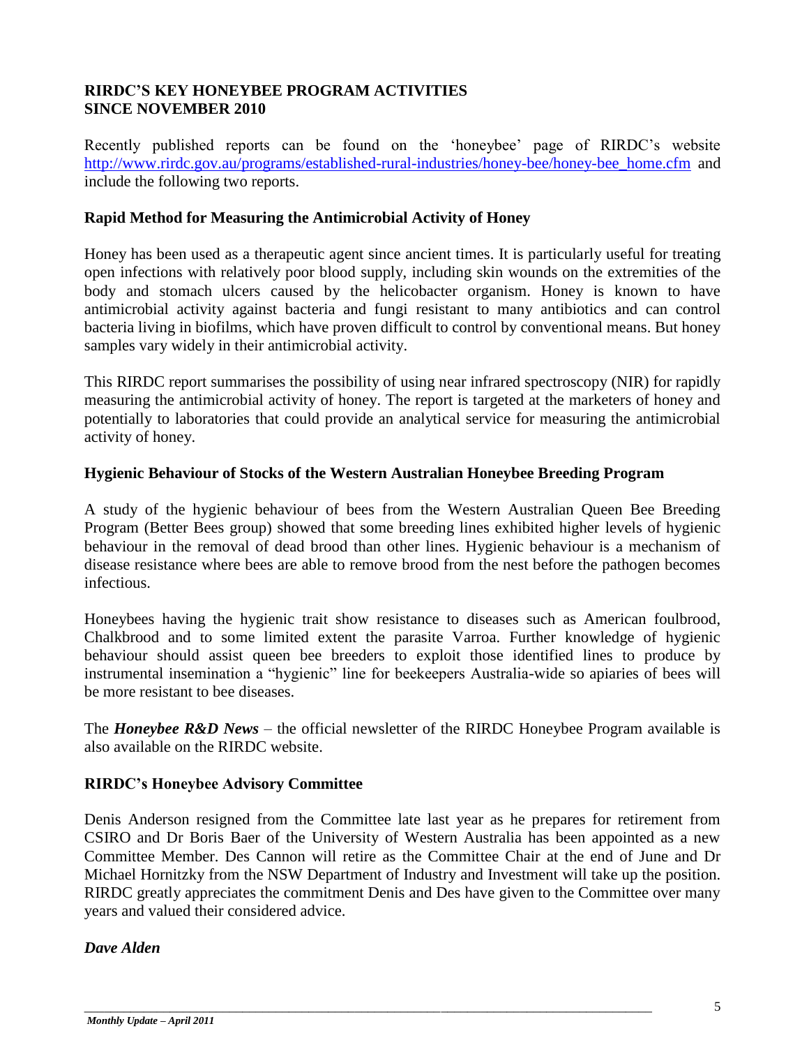## RIRDC'S KEY HONEYBEE PROGRAM ACTIVITIES SINCE NOVEMBER 2010

Recently published reports can be found on the 'honeybee' page of RIRDC's website http://www.rirdc.gov.au/programs/established-rural-industries/honey-bee/honey-bee_home.cfm and include the following two reports.

### Rapid Method for Measuring the Antimicrobial Activity of Honey

Honey has been used as a therapeutic agent since ancient times. It is particularly useful for treating open infections with relatively poor blood supply, including skin wounds on the extremities of the body and stomach ulcers caused by the helicobacter organism. Honey is known to have antimicrobial activity against bacteria and fungi resistant to many antibiotics and can control bacteria living in biofilms, which have proven difficult to control by conventional means. But honey samples vary widely in their antimicrobial activity.

This RIRDC report summarises the possibility of using near infrared spectroscopy (NIR) for rapidly measuring the antimicrobial activity of honey. The report is targeted at the marketers of honey and potentially to laboratories that could provide an analytical service for measuring the antimicrobial activity of honey.

### Hygienic Behaviour of Stocks of the Western Australian Honeybee Breeding Program

A study of the hygienic behaviour of bees from the Western Australian Queen Bee Breeding Program (Better Bees group) showed that some breeding lines exhibited higher levels of hygienic behaviour in the removal of dead brood than other lines. Hygienic behaviour is a mechanism of disease resistance where bees are able to remove brood from the nest before the pathogen becomes infectious.

Honeybees having the hygienic trait show resistance to diseases such as American foulbrood, Chalkbrood and to some limited extent the parasite Varroa. Further knowledge of hygienic behaviour should assist queen bee breeders to exploit those identified lines to produce by instrumental insemination a "hygienic" line for beekeepers Australia-wide so apiaries of bees will be more resistant to bee diseases.

The ***Honeybee R&D News*** – the official newsletter of the RIRDC Honeybee Program available is also available on the RIRDC website.

### RIRDC's Honeybee Advisory Committee

Denis Anderson resigned from the Committee late last year as he prepares for retirement from CSIRO and Dr Boris Baer of the University of Western Australia has been appointed as a new Committee Member. Des Cannon will retire as the Committee Chair at the end of June and Dr Michael Hornitzky from the NSW Department of Industry and Investment will take up the position. RIRDC greatly appreciates the commitment Denis and Des have given to the Committee over many years and valued their considered advice.

***Dave Alden***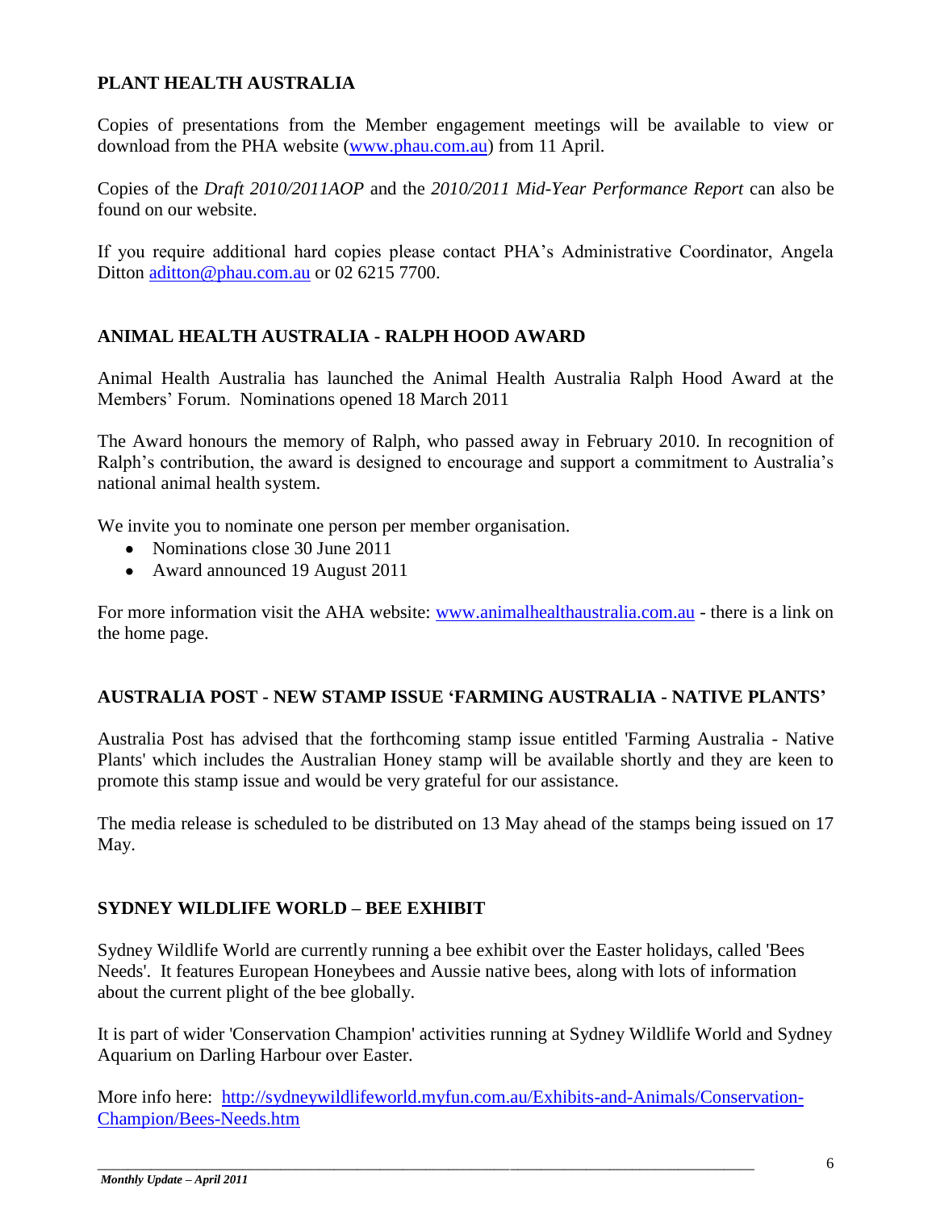## PLANT HEALTH AUSTRALIA

Copies of presentations from the Member engagement meetings will be available to view or download from the PHA website ([www.phau.com.au](http://www.phau.com.au)) from 11 April.

Copies of the *Draft 2010/2011AOP* and the *2010/2011 Mid-Year Performance Report* can also be found on our website.

If you require additional hard copies please contact PHA's Administrative Coordinator, Angela Ditton [aditton@phau.com.au](mailto:aditton@phau.com.au) or 02 6215 7700.

## ANIMAL HEALTH AUSTRALIA - RALPH HOOD AWARD

Animal Health Australia has launched the Animal Health Australia Ralph Hood Award at the Members' Forum. Nominations opened 18 March 2011

The Award honours the memory of Ralph, who passed away in February 2010. In recognition of Ralph's contribution, the award is designed to encourage and support a commitment to Australia's national animal health system.

We invite you to nominate one person per member organisation.

- Nominations close 30 June 2011
- Award announced 19 August 2011

For more information visit the AHA website: [www.animalhealthaustralia.com.au](http://www.animalhealthaustralia.com.au) - there is a link on the home page.

## AUSTRALIA POST - NEW STAMP ISSUE 'FARMING AUSTRALIA - NATIVE PLANTS'

Australia Post has advised that the forthcoming stamp issue entitled 'Farming Australia - Native Plants' which includes the Australian Honey stamp will be available shortly and they are keen to promote this stamp issue and would be very grateful for our assistance.

The media release is scheduled to be distributed on 13 May ahead of the stamps being issued on 17 May.

## SYDNEY WILDLIFE WORLD – BEE EXHIBIT

Sydney Wildlife World are currently running a bee exhibit over the Easter holidays, called 'Bees Needs'. It features European Honeybees and Aussie native bees, along with lots of information about the current plight of the bee globally.

It is part of wider 'Conservation Champion' activities running at Sydney Wildlife World and Sydney Aquarium on Darling Harbour over Easter.

More info here: [http://sydneywildlifeworld.myfun.com.au/Exhibits-and-Animals/Conservation-Champion/Bees-Needs.htm](http://sydneywildlifeworld.myfun.com.au/Exhibits-and-Animals/Conservation-Champion/Bees-Needs.htm)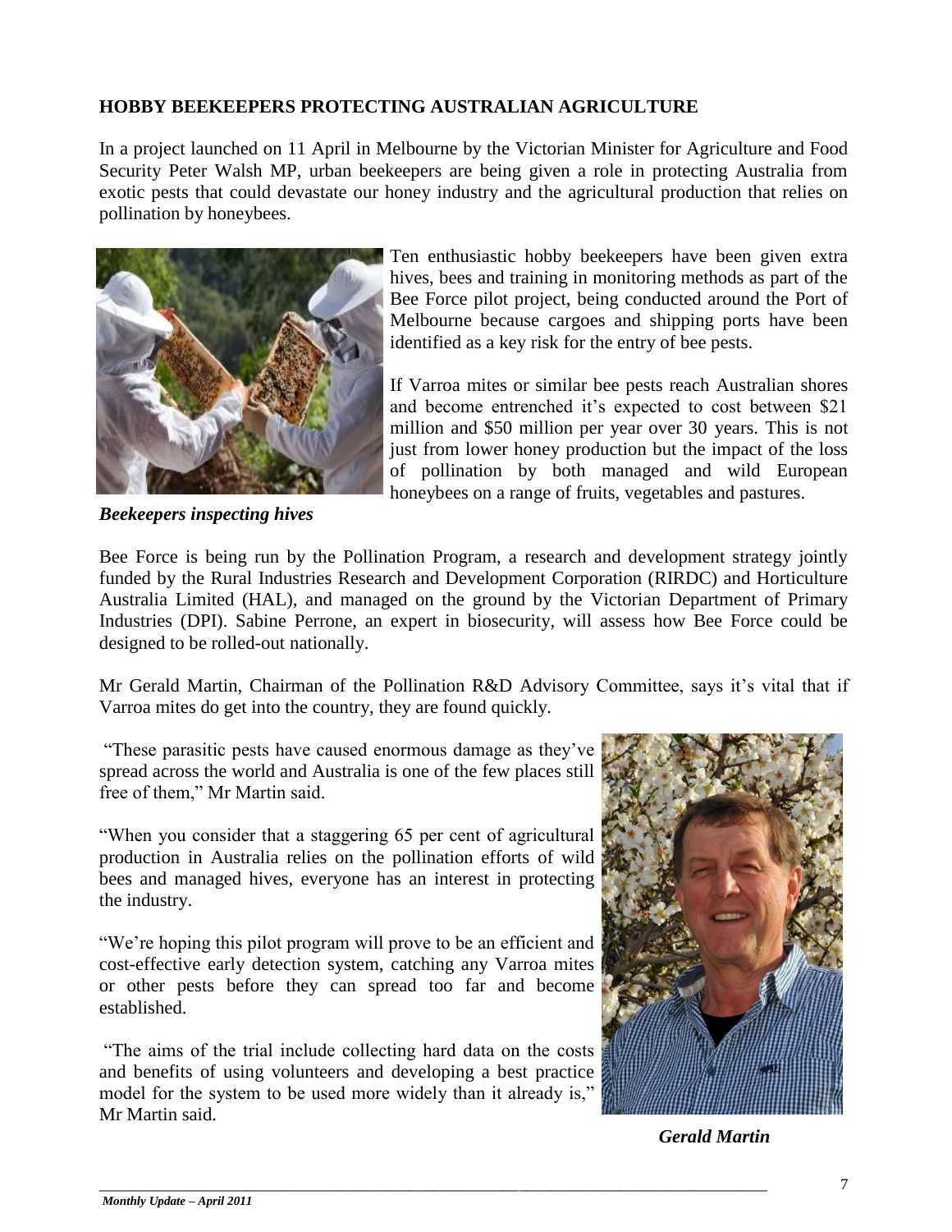## HOBBY BEEKEEPERS PROTECTING AUSTRALIAN AGRICULTURE

In a project launched on 11 April in Melbourne by the Victorian Minister for Agriculture and Food Security Peter Walsh MP, urban beekeepers are being given a role in protecting Australia from exotic pests that could devastate our honey industry and the agricultural production that relies on pollination by honeybees.

Ten enthusiastic hobby beekeepers have been given extra hives, bees and training in monitoring methods as part of the Bee Force pilot project, being conducted around the Port of Melbourne because cargoes and shipping ports have been identified as a key risk for the entry of bee pests.

If Varroa mites or similar bee pests reach Australian shores and become entrenched it's expected to cost between $21 million and $50 million per year over 30 years. This is not just from lower honey production but the impact of the loss of pollination by both managed and wild European honeybees on a range of fruits, vegetables and pastures.

***Beekeepers inspecting hives***

Bee Force is being run by the Pollination Program, a research and development strategy jointly funded by the Rural Industries Research and Development Corporation (RIRDC) and Horticulture Australia Limited (HAL), and managed on the ground by the Victorian Department of Primary Industries (DPI). Sabine Perrone, an expert in biosecurity, will assess how Bee Force could be designed to be rolled-out nationally.

Mr Gerald Martin, Chairman of the Pollination R&D Advisory Committee, says it's vital that if Varroa mites do get into the country, they are found quickly.

"These parasitic pests have caused enormous damage as they've spread across the world and Australia is one of the few places still free of them," Mr Martin said.

"When you consider that a staggering 65 per cent of agricultural production in Australia relies on the pollination efforts of wild bees and managed hives, everyone has an interest in protecting the industry.

"We're hoping this pilot program will prove to be an efficient and cost-effective early detection system, catching any Varroa mites or other pests before they can spread too far and become established.

"The aims of the trial include collecting hard data on the costs and benefits of using volunteers and developing a best practice model for the system to be used more widely than it already is," Mr Martin said.

***Gerald Martin***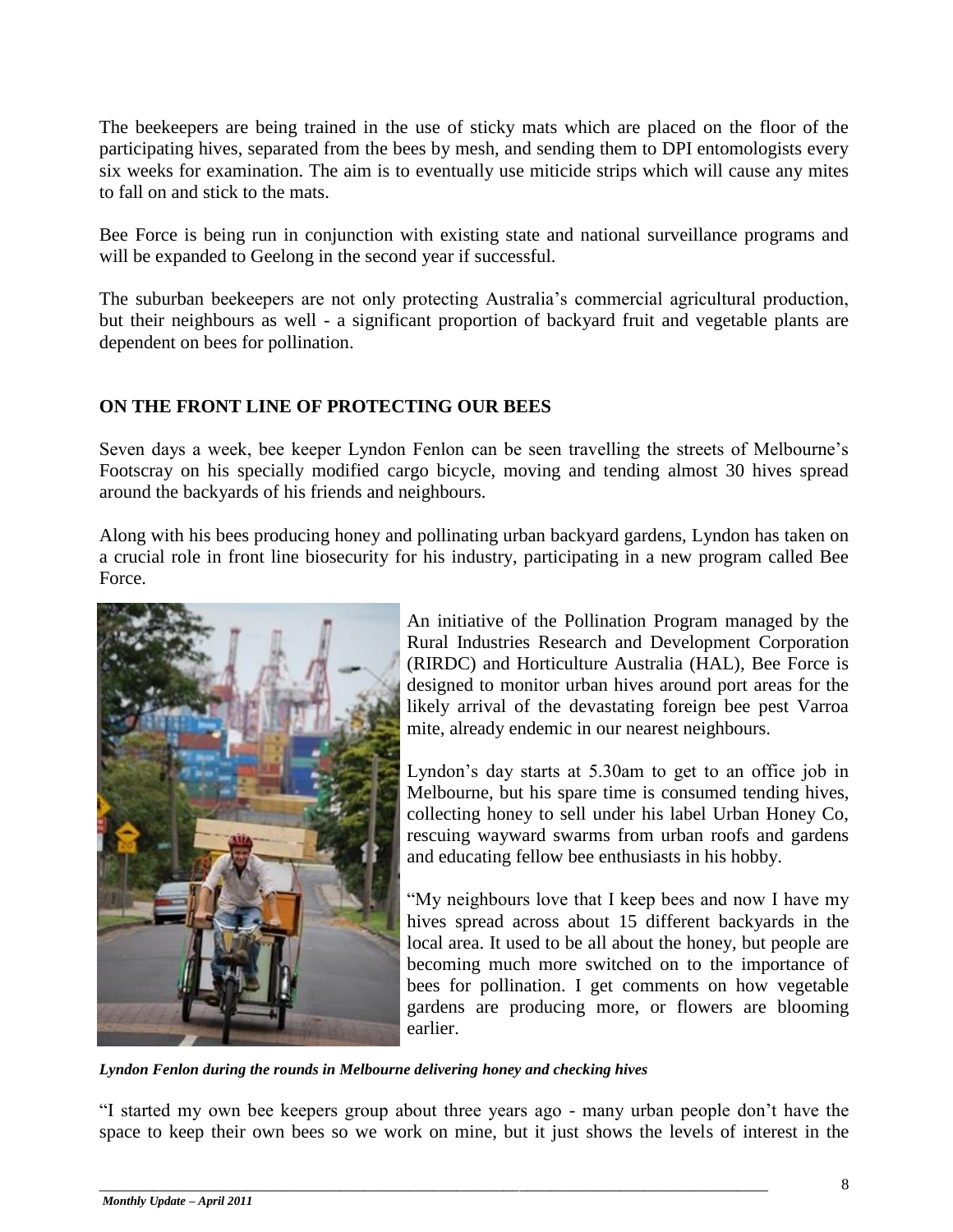The beekeepers are being trained in the use of sticky mats which are placed on the floor of the participating hives, separated from the bees by mesh, and sending them to DPI entomologists every six weeks for examination. The aim is to eventually use miticide strips which will cause any mites to fall on and stick to the mats.

Bee Force is being run in conjunction with existing state and national surveillance programs and will be expanded to Geelong in the second year if successful.

The suburban beekeepers are not only protecting Australia's commercial agricultural production, but their neighbours as well - a significant proportion of backyard fruit and vegetable plants are dependent on bees for pollination.

## ON THE FRONT LINE OF PROTECTING OUR BEES

Seven days a week, bee keeper Lyndon Fenlon can be seen travelling the streets of Melbourne's Footscray on his specially modified cargo bicycle, moving and tending almost 30 hives spread around the backyards of his friends and neighbours.

Along with his bees producing honey and pollinating urban backyard gardens, Lyndon has taken on a crucial role in front line biosecurity for his industry, participating in a new program called Bee Force.

An initiative of the Pollination Program managed by the Rural Industries Research and Development Corporation (RIRDC) and Horticulture Australia (HAL), Bee Force is designed to monitor urban hives around port areas for the likely arrival of the devastating foreign bee pest Varroa mite, already endemic in our nearest neighbours.

Lyndon's day starts at 5.30am to get to an office job in Melbourne, but his spare time is consumed tending hives, collecting honey to sell under his label Urban Honey Co, rescuing wayward swarms from urban roofs and gardens and educating fellow bee enthusiasts in his hobby.

"My neighbours love that I keep bees and now I have my hives spread across about 15 different backyards in the local area. It used to be all about the honey, but people are becoming much more switched on to the importance of bees for pollination. I get comments on how vegetable gardens are producing more, or flowers are blooming earlier.

***Lyndon Fenlon during the rounds in Melbourne delivering honey and checking hives***

"I started my own bee keepers group about three years ago - many urban people don't have the space to keep their own bees so we work on mine, but it just shows the levels of interest in the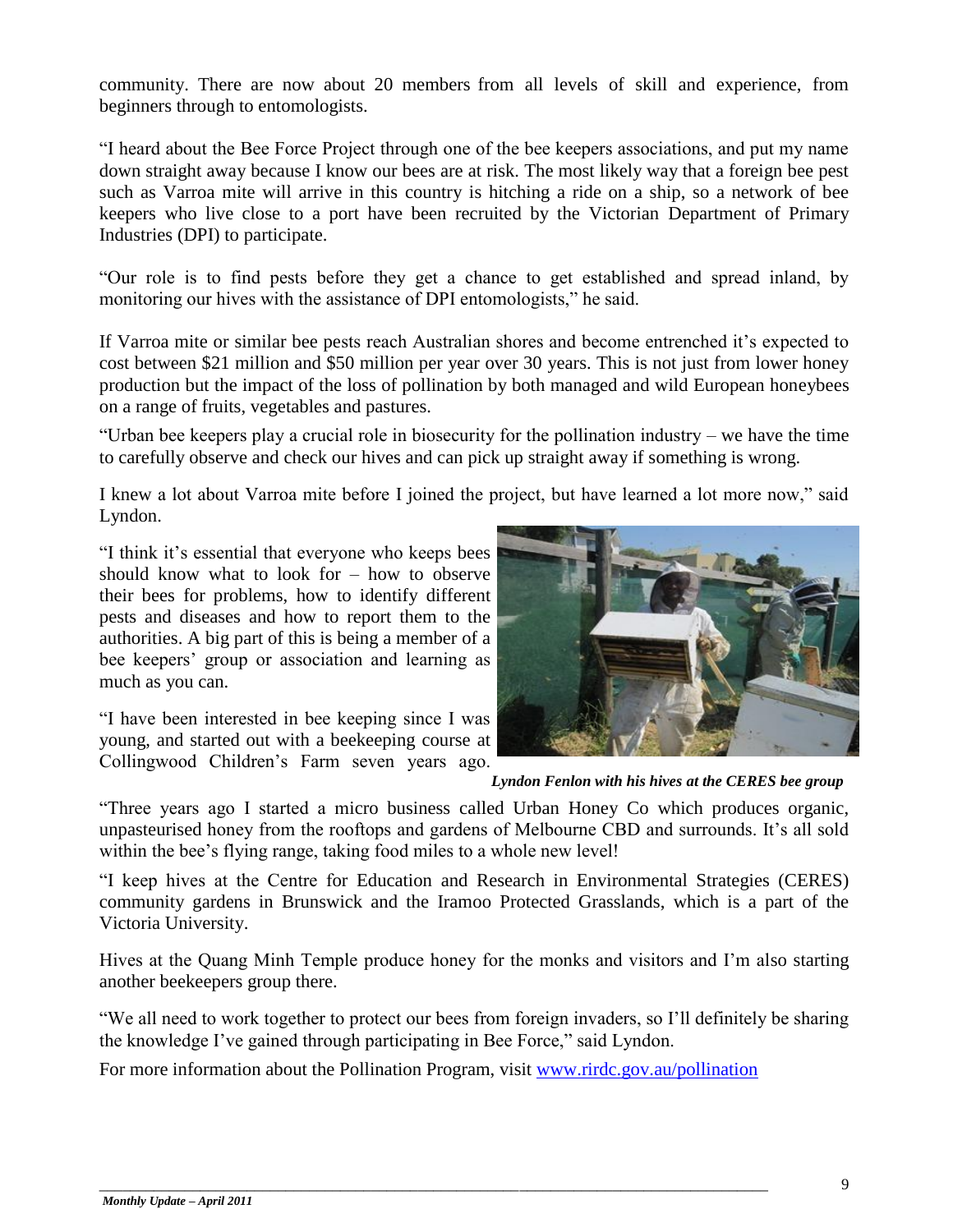community. There are now about 20 members from all levels of skill and experience, from beginners through to entomologists.

"I heard about the Bee Force Project through one of the bee keepers associations, and put my name down straight away because I know our bees are at risk. The most likely way that a foreign bee pest such as Varroa mite will arrive in this country is hitching a ride on a ship, so a network of bee keepers who live close to a port have been recruited by the Victorian Department of Primary Industries (DPI) to participate.

"Our role is to find pests before they get a chance to get established and spread inland, by monitoring our hives with the assistance of DPI entomologists," he said.

If Varroa mite or similar bee pests reach Australian shores and become entrenched it's expected to cost between $21 million and $50 million per year over 30 years. This is not just from lower honey production but the impact of the loss of pollination by both managed and wild European honeybees on a range of fruits, vegetables and pastures.

"Urban bee keepers play a crucial role in biosecurity for the pollination industry – we have the time to carefully observe and check our hives and can pick up straight away if something is wrong.

I knew a lot about Varroa mite before I joined the project, but have learned a lot more now," said Lyndon.

"I think it's essential that everyone who keeps bees should know what to look for – how to observe their bees for problems, how to identify different pests and diseases and how to report them to the authorities. A big part of this is being a member of a bee keepers' group or association and learning as much as you can.

"I have been interested in bee keeping since I was young, and started out with a beekeeping course at Collingwood Children's Farm seven years ago.

***Lyndon Fenlon with his hives at the CERES bee group***

"Three years ago I started a micro business called Urban Honey Co which produces organic, unpasteurised honey from the rooftops and gardens of Melbourne CBD and surrounds. It's all sold within the bee's flying range, taking food miles to a whole new level!

"I keep hives at the Centre for Education and Research in Environmental Strategies (CERES) community gardens in Brunswick and the Iramoo Protected Grasslands, which is a part of the Victoria University.

Hives at the Quang Minh Temple produce honey for the monks and visitors and I'm also starting another beekeepers group there.

"We all need to work together to protect our bees from foreign invaders, so I'll definitely be sharing the knowledge I've gained through participating in Bee Force," said Lyndon.

For more information about the Pollination Program, visit [www.rirdc.gov.au/pollination](http://www.rirdc.gov.au/pollination)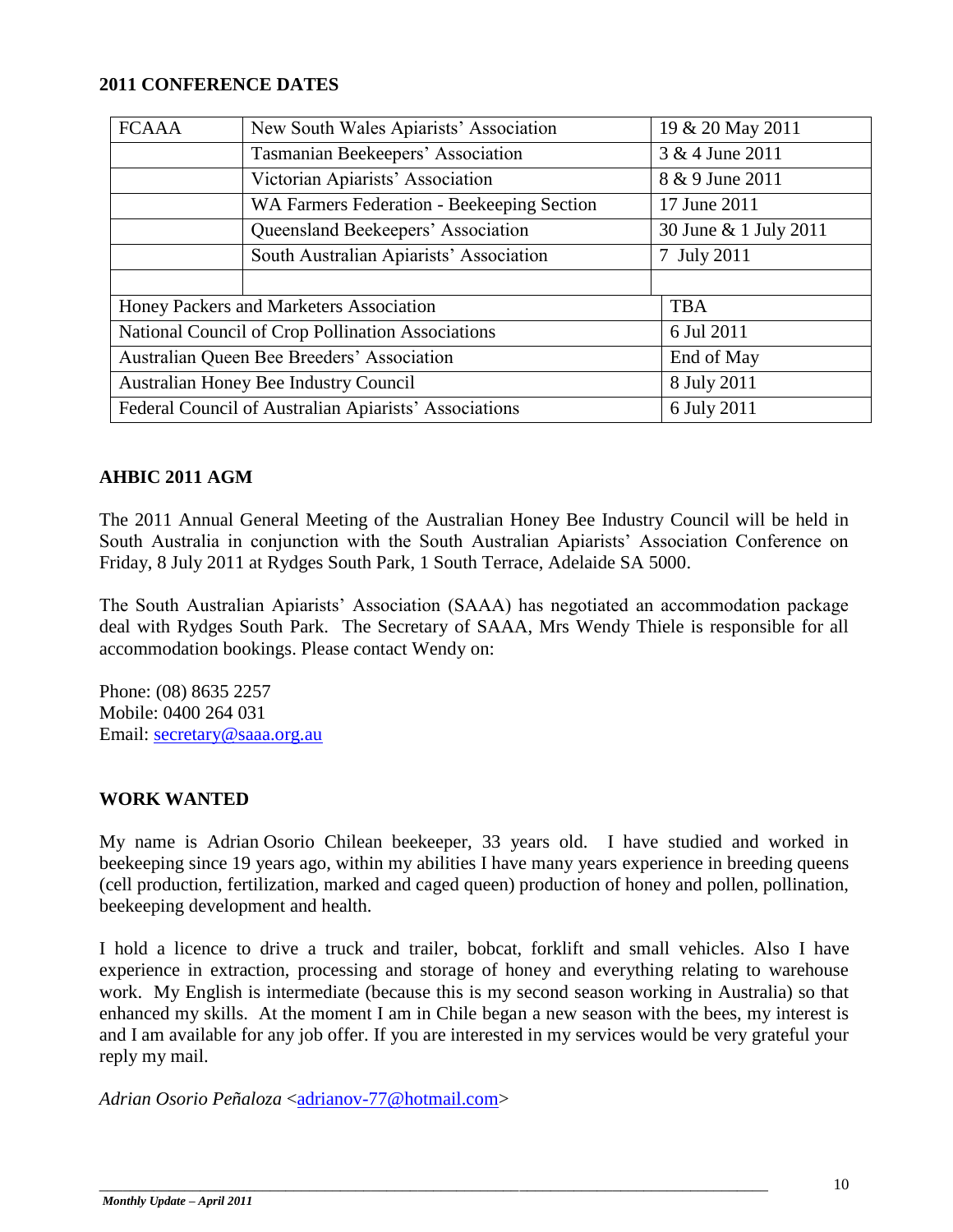**2011 CONFERENCE DATES**

| | | |
|---|---|---|
| FCAAA | New South Wales Apiarists' Association | 19 & 20 May 2011 |
| | Tasmanian Beekeepers' Association | 3 & 4 June 2011 |
| | Victorian Apiarists' Association | 8 & 9 June 2011 |
| | WA Farmers Federation - Beekeeping Section | 17 June 2011 |
| | Queensland Beekeepers' Association | 30 June & 1 July 2011 |
| | South Australian Apiarists' Association | 7 July 2011 |
| | | |
| Honey Packers and Marketers Association | | TBA |
| National Council of Crop Pollination Associations | | 6 Jul 2011 |
| Australian Queen Bee Breeders' Association | | End of May |
| Australian Honey Bee Industry Council | | 8 July 2011 |
| Federal Council of Australian Apiarists' Associations | | 6 July 2011 |

**AHBIC 2011 AGM**

The 2011 Annual General Meeting of the Australian Honey Bee Industry Council will be held in South Australia in conjunction with the South Australian Apiarists' Association Conference on Friday, 8 July 2011 at Rydges South Park, 1 South Terrace, Adelaide SA 5000.

The South Australian Apiarists' Association (SAAA) has negotiated an accommodation package deal with Rydges South Park. The Secretary of SAAA, Mrs Wendy Thiele is responsible for all accommodation bookings. Please contact Wendy on:

Phone: (08) 8635 2257
Mobile: 0400 264 031
Email: secretary@saaa.org.au

**WORK WANTED**

My name is Adrian Osorio Chilean beekeeper, 33 years old. I have studied and worked in beekeeping since 19 years ago, within my abilities I have many years experience in breeding queens (cell production, fertilization, marked and caged queen) production of honey and pollen, pollination, beekeeping development and health.

I hold a licence to drive a truck and trailer, bobcat, forklift and small vehicles. Also I have experience in extraction, processing and storage of honey and everything relating to warehouse work. My English is intermediate (because this is my second season working in Australia) so that enhanced my skills. At the moment I am in Chile began a new season with the bees, my interest is and I am available for any job offer. If you are interested in my services would be very grateful your reply my mail.

*Adrian Osorio Peñaloza* <adrianov-77@hotmail.com>